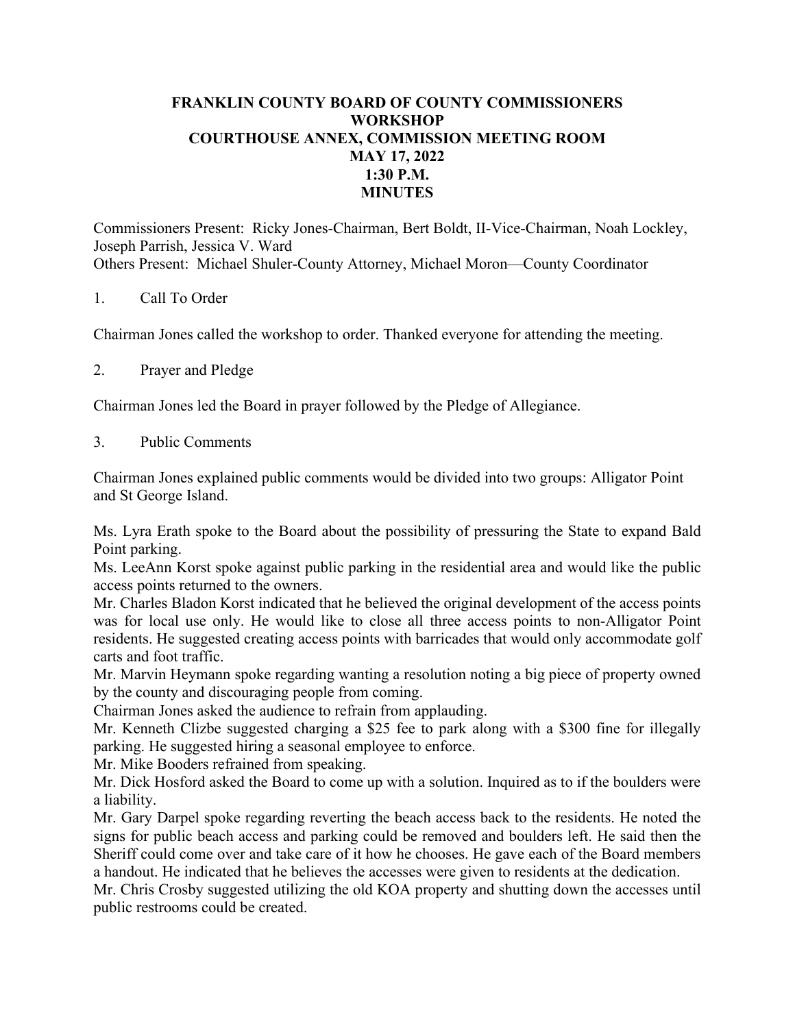# FRANKLIN COUNTY BOARD OF COUNTY COMMISSIONERS
## WORKSHOP
## COURTHOUSE ANNEX, COMMISSION MEETING ROOM
## MAY 17, 2022
## 1:30 P.M.
## MINUTES

Commissioners Present: Ricky Jones-Chairman, Bert Boldt, II-Vice-Chairman, Noah Lockley, Joseph Parrish, Jessica V. Ward
Others Present: Michael Shuler-County Attorney, Michael Moron—County Coordinator

1. Call To Order

Chairman Jones called the workshop to order. Thanked everyone for attending the meeting.

2. Prayer and Pledge

Chairman Jones led the Board in prayer followed by the Pledge of Allegiance.

3. Public Comments

Chairman Jones explained public comments would be divided into two groups: Alligator Point and St George Island.

Ms. Lyra Erath spoke to the Board about the possibility of pressuring the State to expand Bald Point parking.
Ms. LeeAnn Korst spoke against public parking in the residential area and would like the public access points returned to the owners.
Mr. Charles Bladon Korst indicated that he believed the original development of the access points was for local use only. He would like to close all three access points to non-Alligator Point residents. He suggested creating access points with barricades that would only accommodate golf carts and foot traffic.
Mr. Marvin Heymann spoke regarding wanting a resolution noting a big piece of property owned by the county and discouraging people from coming.
Chairman Jones asked the audience to refrain from applauding.
Mr. Kenneth Clizbe suggested charging a $25 fee to park along with a $300 fine for illegally parking. He suggested hiring a seasonal employee to enforce.
Mr. Mike Booders refrained from speaking.
Mr. Dick Hosford asked the Board to come up with a solution. Inquired as to if the boulders were a liability.
Mr. Gary Darpel spoke regarding reverting the beach access back to the residents. He noted the signs for public beach access and parking could be removed and boulders left. He said then the Sheriff could come over and take care of it how he chooses. He gave each of the Board members a handout. He indicated that he believes the accesses were given to residents at the dedication.
Mr. Chris Crosby suggested utilizing the old KOA property and shutting down the accesses until public restrooms could be created.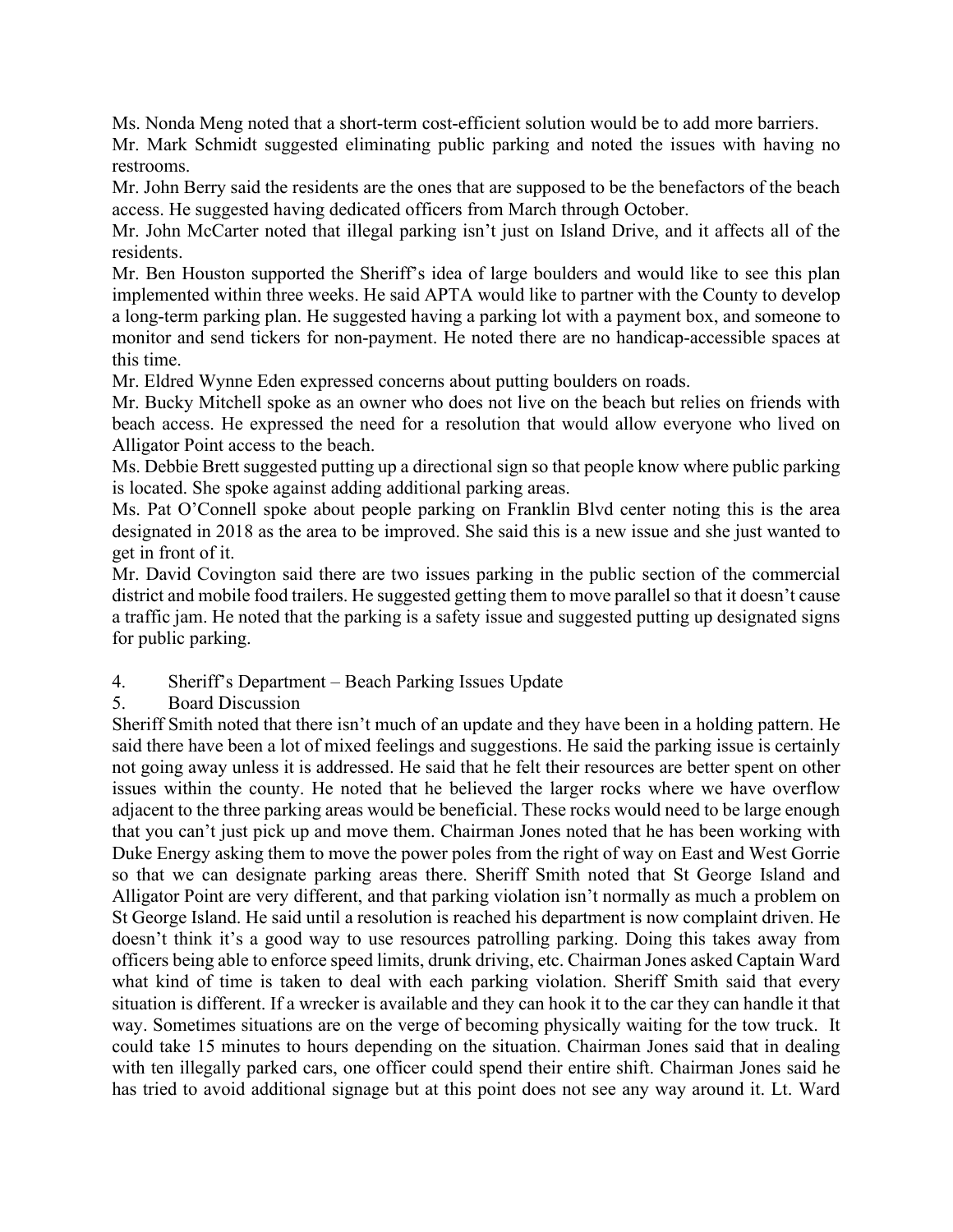Ms. Nonda Meng noted that a short-term cost-efficient solution would be to add more barriers.

Mr. Mark Schmidt suggested eliminating public parking and noted the issues with having no restrooms.

Mr. John Berry said the residents are the ones that are supposed to be the benefactors of the beach access. He suggested having dedicated officers from March through October.

Mr. John McCarter noted that illegal parking isn't just on Island Drive, and it affects all of the residents.

Mr. Ben Houston supported the Sheriff's idea of large boulders and would like to see this plan implemented within three weeks. He said APTA would like to partner with the County to develop a long-term parking plan. He suggested having a parking lot with a payment box, and someone to monitor and send tickers for non-payment. He noted there are no handicap-accessible spaces at this time.

Mr. Eldred Wynne Eden expressed concerns about putting boulders on roads.

Mr. Bucky Mitchell spoke as an owner who does not live on the beach but relies on friends with beach access. He expressed the need for a resolution that would allow everyone who lived on Alligator Point access to the beach.

Ms. Debbie Brett suggested putting up a directional sign so that people know where public parking is located. She spoke against adding additional parking areas.

Ms. Pat O'Connell spoke about people parking on Franklin Blvd center noting this is the area designated in 2018 as the area to be improved. She said this is a new issue and she just wanted to get in front of it.

Mr. David Covington said there are two issues parking in the public section of the commercial district and mobile food trailers. He suggested getting them to move parallel so that it doesn't cause a traffic jam. He noted that the parking is a safety issue and suggested putting up designated signs for public parking.

4. Sheriff's Department – Beach Parking Issues Update
5. Board Discussion

Sheriff Smith noted that there isn't much of an update and they have been in a holding pattern. He said there have been a lot of mixed feelings and suggestions. He said the parking issue is certainly not going away unless it is addressed. He said that he felt their resources are better spent on other issues within the county. He noted that he believed the larger rocks where we have overflow adjacent to the three parking areas would be beneficial. These rocks would need to be large enough that you can't just pick up and move them. Chairman Jones noted that he has been working with Duke Energy asking them to move the power poles from the right of way on East and West Gorrie so that we can designate parking areas there. Sheriff Smith noted that St George Island and Alligator Point are very different, and that parking violation isn't normally as much a problem on St George Island. He said until a resolution is reached his department is now complaint driven. He doesn't think it's a good way to use resources patrolling parking. Doing this takes away from officers being able to enforce speed limits, drunk driving, etc. Chairman Jones asked Captain Ward what kind of time is taken to deal with each parking violation. Sheriff Smith said that every situation is different. If a wrecker is available and they can hook it to the car they can handle it that way. Sometimes situations are on the verge of becoming physically waiting for the tow truck. It could take 15 minutes to hours depending on the situation. Chairman Jones said that in dealing with ten illegally parked cars, one officer could spend their entire shift. Chairman Jones said he has tried to avoid additional signage but at this point does not see any way around it. Lt. Ward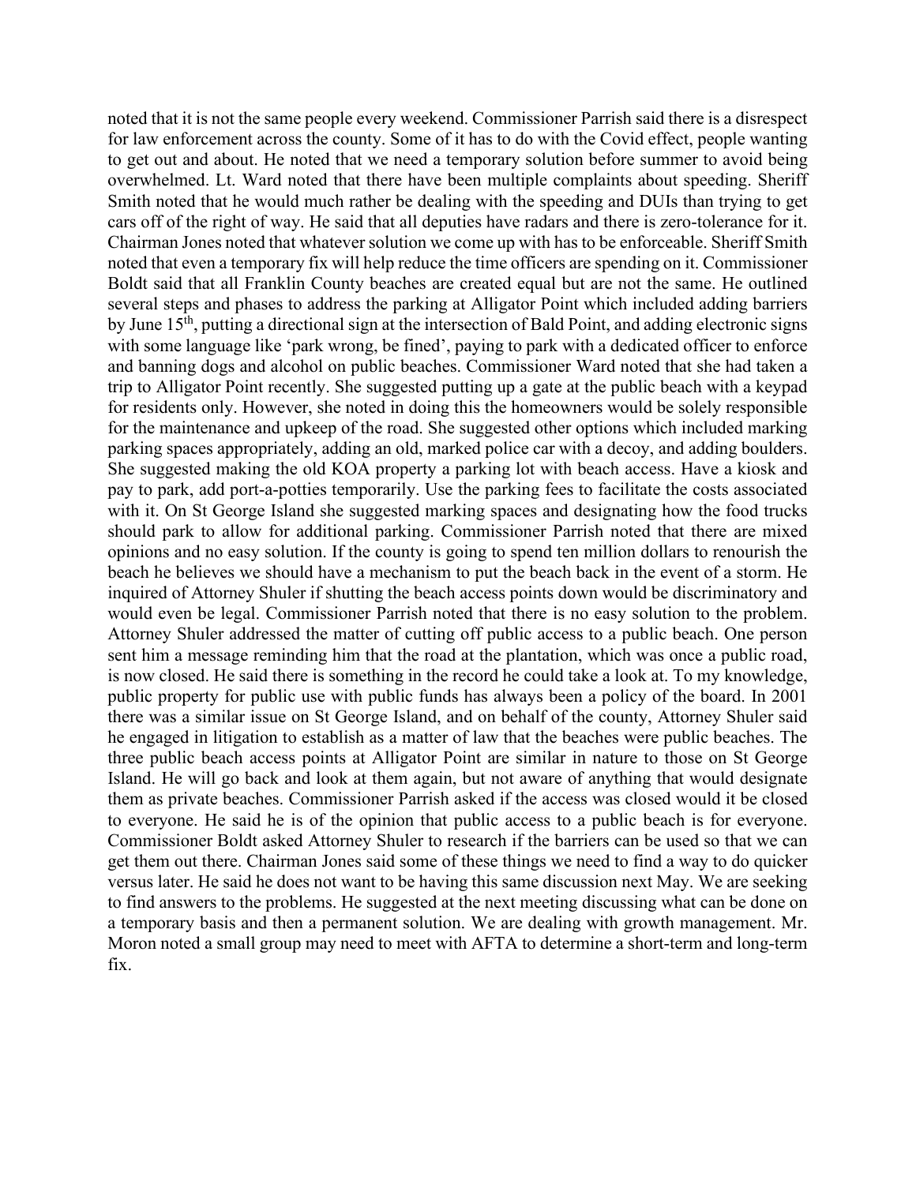noted that it is not the same people every weekend. Commissioner Parrish said there is a disrespect for law enforcement across the county. Some of it has to do with the Covid effect, people wanting to get out and about. He noted that we need a temporary solution before summer to avoid being overwhelmed. Lt. Ward noted that there have been multiple complaints about speeding. Sheriff Smith noted that he would much rather be dealing with the speeding and DUIs than trying to get cars off of the right of way. He said that all deputies have radars and there is zero-tolerance for it. Chairman Jones noted that whatever solution we come up with has to be enforceable. Sheriff Smith noted that even a temporary fix will help reduce the time officers are spending on it. Commissioner Boldt said that all Franklin County beaches are created equal but are not the same. He outlined several steps and phases to address the parking at Alligator Point which included adding barriers by June 15th, putting a directional sign at the intersection of Bald Point, and adding electronic signs with some language like 'park wrong, be fined', paying to park with a dedicated officer to enforce and banning dogs and alcohol on public beaches. Commissioner Ward noted that she had taken a trip to Alligator Point recently. She suggested putting up a gate at the public beach with a keypad for residents only. However, she noted in doing this the homeowners would be solely responsible for the maintenance and upkeep of the road. She suggested other options which included marking parking spaces appropriately, adding an old, marked police car with a decoy, and adding boulders. She suggested making the old KOA property a parking lot with beach access. Have a kiosk and pay to park, add port-a-potties temporarily. Use the parking fees to facilitate the costs associated with it. On St George Island she suggested marking spaces and designating how the food trucks should park to allow for additional parking. Commissioner Parrish noted that there are mixed opinions and no easy solution. If the county is going to spend ten million dollars to renourish the beach he believes we should have a mechanism to put the beach back in the event of a storm. He inquired of Attorney Shuler if shutting the beach access points down would be discriminatory and would even be legal. Commissioner Parrish noted that there is no easy solution to the problem. Attorney Shuler addressed the matter of cutting off public access to a public beach. One person sent him a message reminding him that the road at the plantation, which was once a public road, is now closed. He said there is something in the record he could take a look at. To my knowledge, public property for public use with public funds has always been a policy of the board. In 2001 there was a similar issue on St George Island, and on behalf of the county, Attorney Shuler said he engaged in litigation to establish as a matter of law that the beaches were public beaches. The three public beach access points at Alligator Point are similar in nature to those on St George Island. He will go back and look at them again, but not aware of anything that would designate them as private beaches. Commissioner Parrish asked if the access was closed would it be closed to everyone. He said he is of the opinion that public access to a public beach is for everyone. Commissioner Boldt asked Attorney Shuler to research if the barriers can be used so that we can get them out there. Chairman Jones said some of these things we need to find a way to do quicker versus later. He said he does not want to be having this same discussion next May. We are seeking to find answers to the problems. He suggested at the next meeting discussing what can be done on a temporary basis and then a permanent solution. We are dealing with growth management. Mr. Moron noted a small group may need to meet with AFTA to determine a short-term and long-term fix.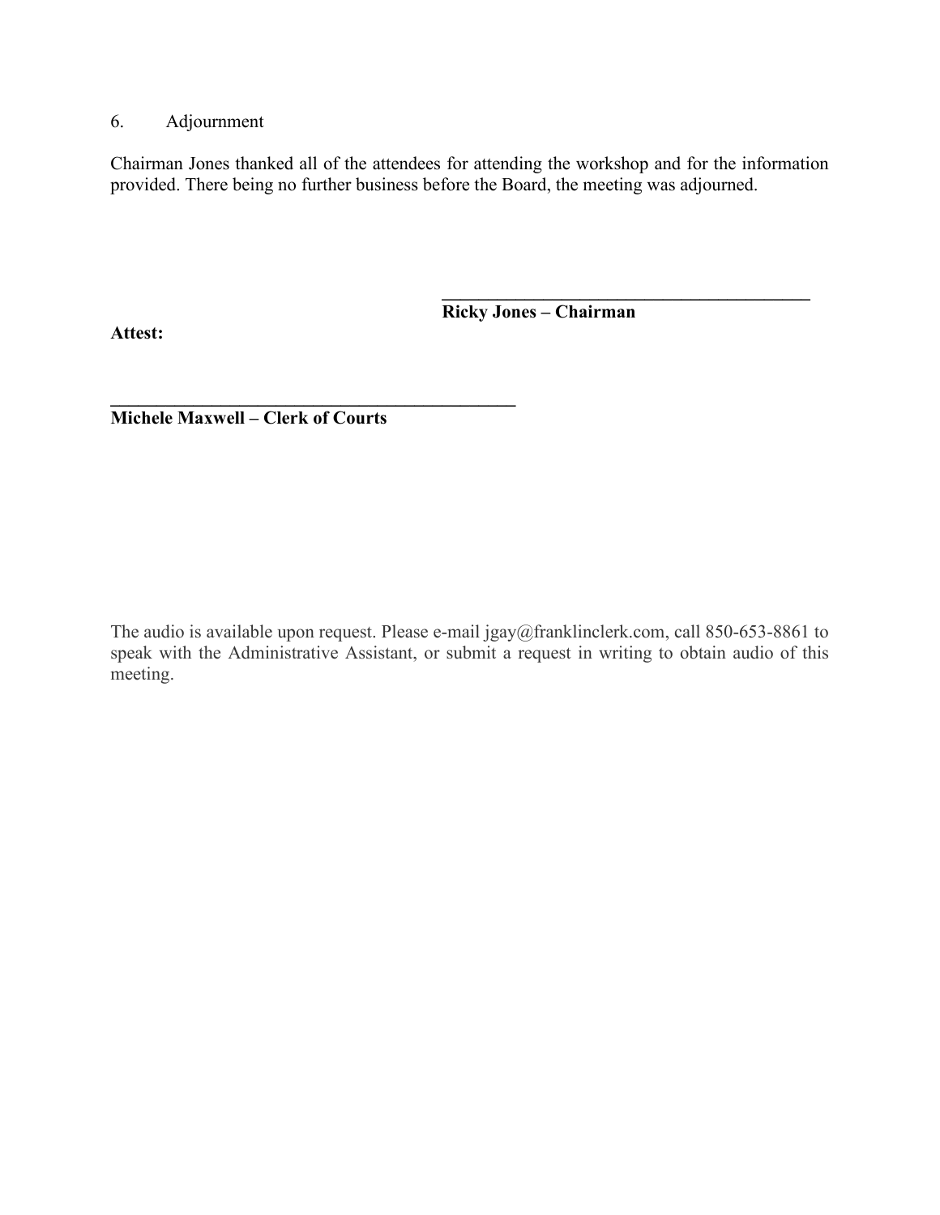6. Adjournment

Chairman Jones thanked all of the attendees for attending the workshop and for the information provided. There being no further business before the Board, the meeting was adjourned.

\_\_\_\_\_\_\_\_\_\_\_\_\_\_\_\_\_\_\_\_\_\_\_\_\_\_\_\_\_\_\_\_\_\_\_\_\_\_\_\_\_\_\_\_

**Ricky Jones – Chairman**

**Attest:**

\_\_\_\_\_\_\_\_\_\_\_\_\_\_\_\_\_\_\_\_\_\_\_\_\_\_\_\_\_\_\_\_\_\_\_\_\_\_\_\_\_\_\_\_

**Michele Maxwell – Clerk of Courts**

The audio is available upon request. Please e-mail jgay@franklinclerk.com, call 850-653-8861 to speak with the Administrative Assistant, or submit a request in writing to obtain audio of this meeting.